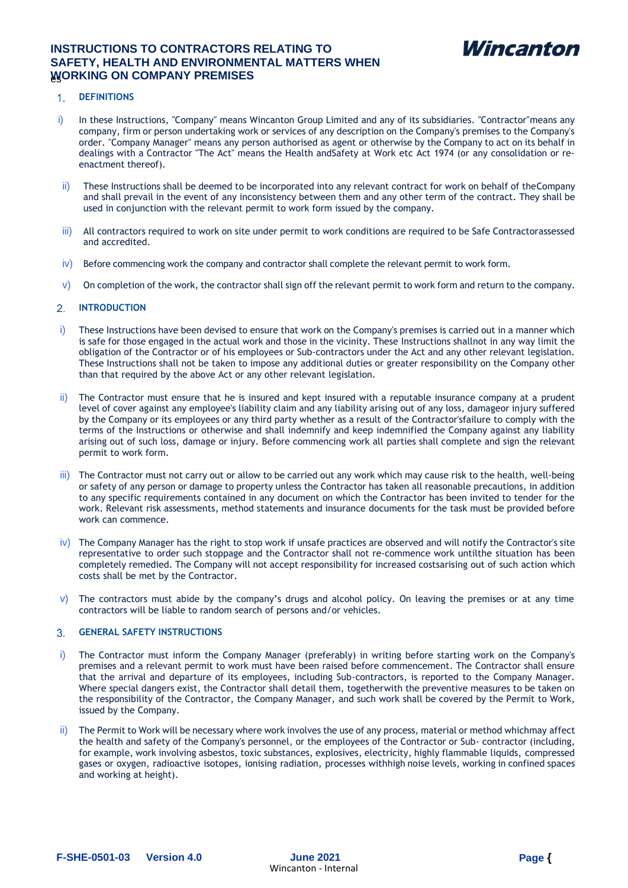# INSTRUCTIONS TO CONTRACTORS RELATING TO SAFETY, HEALTH AND ENVIRONMENTAL MATTERS WHEN WORKING ON COMPANY PREMISES

## 1. DEFINITIONS

i) In these Instructions, "Company" means Wincanton Group Limited and any of its subsidiaries. "Contractor"means any company, firm or person undertaking work or services of any description on the Company's premises to the Company's order. "Company Manager" means any person authorised as agent or otherwise by the Company to act on its behalf in dealings with a Contractor "The Act" means the Health andSafety at Work etc Act 1974 (or any consolidation or re-enactment thereof).

ii) These Instructions shall be deemed to be incorporated into any relevant contract for work on behalf of theCompany and shall prevail in the event of any inconsistency between them and any other term of the contract. They shall be used in conjunction with the relevant permit to work form issued by the company.

iii) All contractors required to work on site under permit to work conditions are required to be Safe Contractorassessed and accredited.

iv) Before commencing work the company and contractor shall complete the relevant permit to work form.

v) On completion of the work, the contractor shall sign off the relevant permit to work form and return to the company.

## 2. INTRODUCTION

i) These Instructions have been devised to ensure that work on the Company's premises is carried out in a manner which is safe for those engaged in the actual work and those in the vicinity. These Instructions shallnot in any way limit the obligation of the Contractor or of his employees or any Sub-contractors under the Act and any other relevant legislation. These Instructions shall not be taken to impose any additional duties or greater responsibility on the Company other than that required by the above Act or any other relevant legislation.

ii) The Contractor must ensure that he is insured and kept insured with a reputable insurance company at a prudent level of cover against any employee's liability claim and any liability arising out of any loss, damageor injury suffered by the Company or its employees or any third party whether as a result of the Contractor'sfailure to comply with the terms of the Instructions or otherwise and shall indemnify and keep indemnified the Company against any liability arising out of such loss, damage or injury. Before commencing work all parties shall complete and sign the relevant permit to work form.

iii) The Contractor must not carry out or allow to be carried out any work which may cause risk to the health, well-being or safety of any person or damage to property unless the Contractor has taken all reasonable precautions, in addition to any specific requirements contained in any document on which the Contractor has been invited to tender for the work. Relevant risk assessments, method statements and insurance documents for the task must be provided before work can commence.

iv) The Company Manager has the right to stop work if unsafe practices are observed and will notify the Contractor's site representative to order such stoppage and the Contractor shall not re-commence work untilthe situation has been completely remedied. The Company will not accept responsibility for increased costsarising out of such action which costs shall be met by the Contractor.

v) The contractors must abide by the company's drugs and alcohol policy. On leaving the premises or at any time contractors will be liable to random search of persons and/or vehicles.

## 3. GENERAL SAFETY INSTRUCTIONS

i) The Contractor must inform the Company Manager (preferably) in writing before starting work on the Company's premises and a relevant permit to work must have been raised before commencement. The Contractor shall ensure that the arrival and departure of its employees, including Sub-contractors, is reported to the Company Manager. Where special dangers exist, the Contractor shall detail them, togetherwith the preventive measures to be taken on the responsibility of the Contractor, the Company Manager, and such work shall be covered by the Permit to Work, issued by the Company.

ii) The Permit to Work will be necessary where work involves the use of any process, material or method whichmay affect the health and safety of the Company's personnel, or the employees of the Contractor or Sub- contractor (including, for example, work involving asbestos, toxic substances, explosives, electricity, highly flammable liquids, compressed gases or oxygen, radioactive isotopes, ionising radiation, processes withhigh noise levels, working in confined spaces and working at height).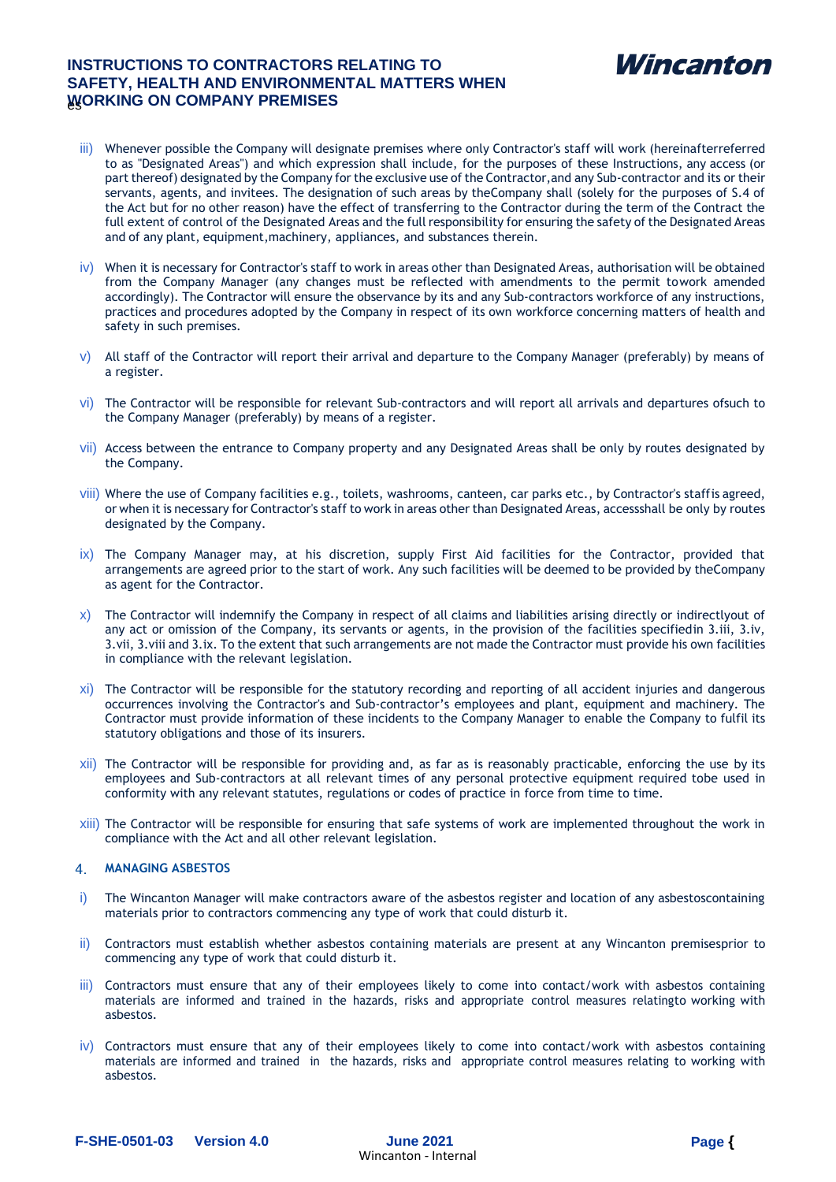iii) Whenever possible the Company will designate premises where only Contractor's staff will work (hereinafterreferred to as "Designated Areas") and which expression shall include, for the purposes of these Instructions, any access (or part thereof) designated by the Company for the exclusive use of the Contractor,and any Sub-contractor and its or their servants, agents, and invitees. The designation of such areas by theCompany shall (solely for the purposes of S.4 of the Act but for no other reason) have the effect of transferring to the Contractor during the term of the Contract the full extent of control of the Designated Areas and the full responsibility for ensuring the safety of the Designated Areas and of any plant, equipment,machinery, appliances, and substances therein.

iv) When it is necessary for Contractor's staff to work in areas other than Designated Areas, authorisation will be obtained from the Company Manager (any changes must be reflected with amendments to the permit towork amended accordingly). The Contractor will ensure the observance by its and any Sub-contractors workforce of any instructions, practices and procedures adopted by the Company in respect of its own workforce concerning matters of health and safety in such premises.

v) All staff of the Contractor will report their arrival and departure to the Company Manager (preferably) by means of a register.

vi) The Contractor will be responsible for relevant Sub-contractors and will report all arrivals and departures ofsuch to the Company Manager (preferably) by means of a register.

vii) Access between the entrance to Company property and any Designated Areas shall be only by routes designated by the Company.

viii) Where the use of Company facilities e.g., toilets, washrooms, canteen, car parks etc., by Contractor's staffis agreed, or when it is necessary for Contractor's staff to work in areas other than Designated Areas, accessshall be only by routes designated by the Company.

ix) The Company Manager may, at his discretion, supply First Aid facilities for the Contractor, provided that arrangements are agreed prior to the start of work. Any such facilities will be deemed to be provided by theCompany as agent for the Contractor.

x) The Contractor will indemnify the Company in respect of all claims and liabilities arising directly or indirectlyout of any act or omission of the Company, its servants or agents, in the provision of the facilities specifiedin 3.iii, 3.iv, 3.vii, 3.viii and 3.ix. To the extent that such arrangements are not made the Contractor must provide his own facilities in compliance with the relevant legislation.

xi) The Contractor will be responsible for the statutory recording and reporting of all accident injuries and dangerous occurrences involving the Contractor's and Sub-contractor's employees and plant, equipment and machinery. The Contractor must provide information of these incidents to the Company Manager to enable the Company to fulfil its statutory obligations and those of its insurers.

xii) The Contractor will be responsible for providing and, as far as is reasonably practicable, enforcing the use by its employees and Sub-contractors at all relevant times of any personal protective equipment required tobe used in conformity with any relevant statutes, regulations or codes of practice in force from time to time.

xiii) The Contractor will be responsible for ensuring that safe systems of work are implemented throughout the work in compliance with the Act and all other relevant legislation.

## 4. MANAGING ASBESTOS

i) The Wincanton Manager will make contractors aware of the asbestos register and location of any asbestoscontaining materials prior to contractors commencing any type of work that could disturb it.

ii) Contractors must establish whether asbestos containing materials are present at any Wincanton premisesprior to commencing any type of work that could disturb it.

iii) Contractors must ensure that any of their employees likely to come into contact/work with asbestos containing materials are informed and trained in the hazards, risks and appropriate control measures relatingto working with asbestos.

iv) Contractors must ensure that any of their employees likely to come into contact/work with asbestos containing materials are informed and trained in the hazards, risks and appropriate control measures relating to working with asbestos.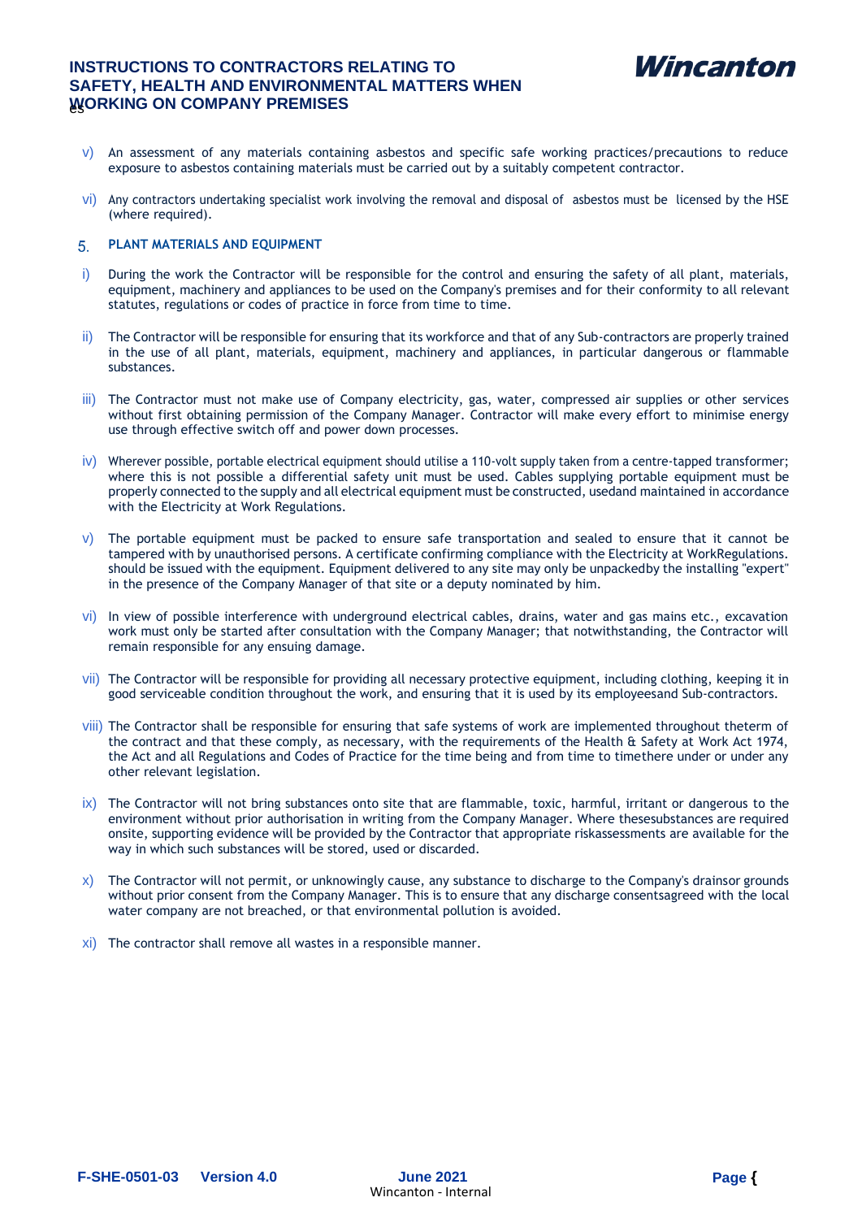v) An assessment of any materials containing asbestos and specific safe working practices/precautions to reduce exposure to asbestos containing materials must be carried out by a suitably competent contractor.

vi) Any contractors undertaking specialist work involving the removal and disposal of asbestos must be licensed by the HSE (where required).

## 5. PLANT MATERIALS AND EQUIPMENT

i) During the work the Contractor will be responsible for the control and ensuring the safety of all plant, materials, equipment, machinery and appliances to be used on the Company's premises and for their conformity to all relevant statutes, regulations or codes of practice in force from time to time.

ii) The Contractor will be responsible for ensuring that its workforce and that of any Sub-contractors are properly trained in the use of all plant, materials, equipment, machinery and appliances, in particular dangerous or flammable substances.

iii) The Contractor must not make use of Company electricity, gas, water, compressed air supplies or other services without first obtaining permission of the Company Manager. Contractor will make every effort to minimise energy use through effective switch off and power down processes.

iv) Wherever possible, portable electrical equipment should utilise a 110-volt supply taken from a centre-tapped transformer; where this is not possible a differential safety unit must be used. Cables supplying portable equipment must be properly connected to the supply and all electrical equipment must be constructed, usedand maintained in accordance with the Electricity at Work Regulations.

v) The portable equipment must be packed to ensure safe transportation and sealed to ensure that it cannot be tampered with by unauthorised persons. A certificate confirming compliance with the Electricity at WorkRegulations. should be issued with the equipment. Equipment delivered to any site may only be unpackedby the installing "expert" in the presence of the Company Manager of that site or a deputy nominated by him.

vi) In view of possible interference with underground electrical cables, drains, water and gas mains etc., excavation work must only be started after consultation with the Company Manager; that notwithstanding, the Contractor will remain responsible for any ensuing damage.

vii) The Contractor will be responsible for providing all necessary protective equipment, including clothing, keeping it in good serviceable condition throughout the work, and ensuring that it is used by its employeesand Sub-contractors.

viii) The Contractor shall be responsible for ensuring that safe systems of work are implemented throughout theterm of the contract and that these comply, as necessary, with the requirements of the Health & Safety at Work Act 1974, the Act and all Regulations and Codes of Practice for the time being and from time to timethere under or under any other relevant legislation.

ix) The Contractor will not bring substances onto site that are flammable, toxic, harmful, irritant or dangerous to the environment without prior authorisation in writing from the Company Manager. Where thesesubstances are required onsite, supporting evidence will be provided by the Contractor that appropriate riskassessments are available for the way in which such substances will be stored, used or discarded.

x) The Contractor will not permit, or unknowingly cause, any substance to discharge to the Company's drainsor grounds without prior consent from the Company Manager. This is to ensure that any discharge consentsagreed with the local water company are not breached, or that environmental pollution is avoided.

xi) The contractor shall remove all wastes in a responsible manner.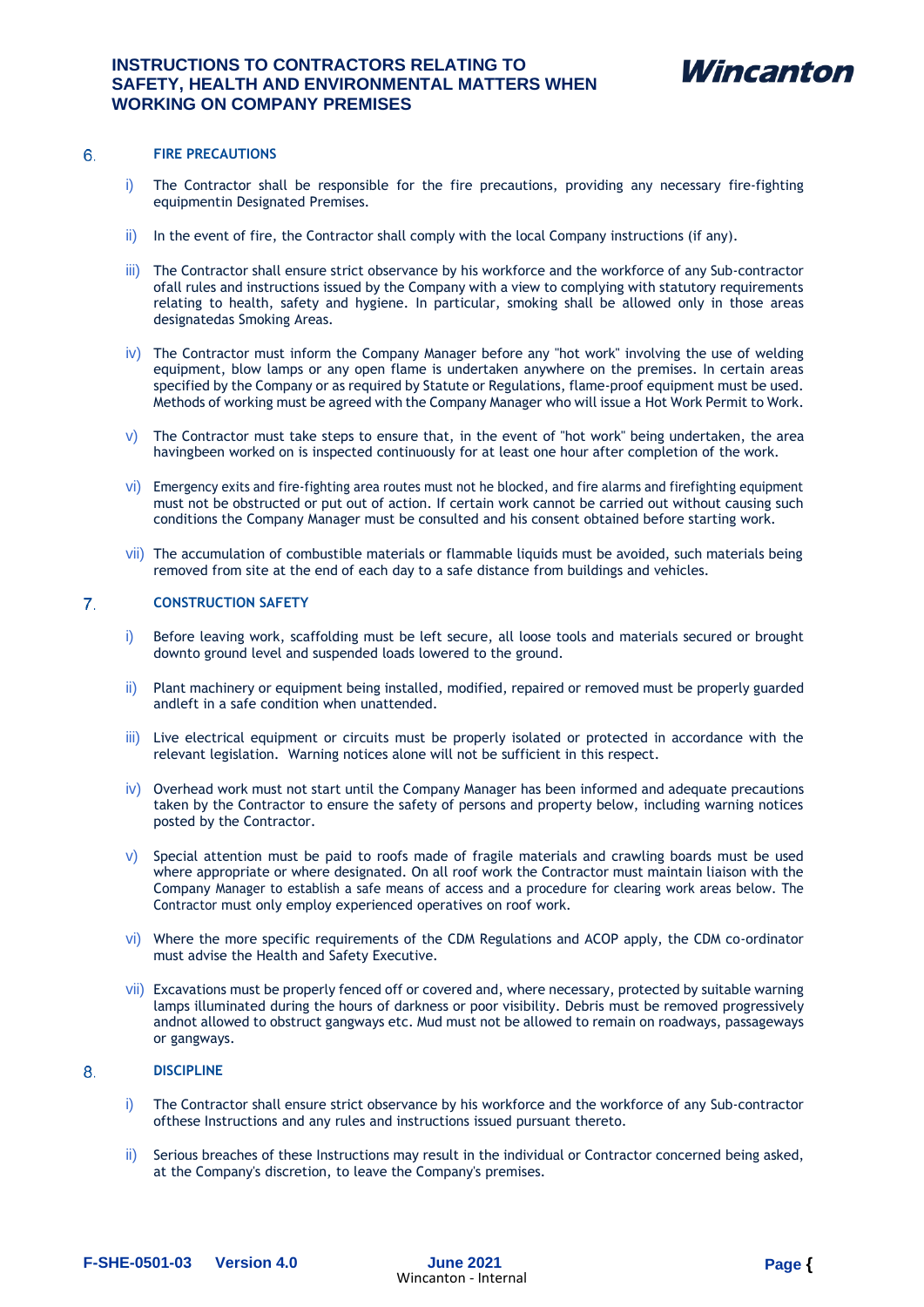## 6. FIRE PRECAUTIONS

i) The Contractor shall be responsible for the fire precautions, providing any necessary fire-fighting equipmentin Designated Premises.

ii) In the event of fire, the Contractor shall comply with the local Company instructions (if any).

iii) The Contractor shall ensure strict observance by his workforce and the workforce of any Sub-contractor ofall rules and instructions issued by the Company with a view to complying with statutory requirements relating to health, safety and hygiene. In particular, smoking shall be allowed only in those areas designatedas Smoking Areas.

iv) The Contractor must inform the Company Manager before any "hot work" involving the use of welding equipment, blow lamps or any open flame is undertaken anywhere on the premises. In certain areas specified by the Company or as required by Statute or Regulations, flame-proof equipment must be used. Methods of working must be agreed with the Company Manager who will issue a Hot Work Permit to Work.

v) The Contractor must take steps to ensure that, in the event of "hot work" being undertaken, the area havingbeen worked on is inspected continuously for at least one hour after completion of the work.

vi) Emergency exits and fire-fighting area routes must not he blocked, and fire alarms and firefighting equipment must not be obstructed or put out of action. If certain work cannot be carried out without causing such conditions the Company Manager must be consulted and his consent obtained before starting work.

vii) The accumulation of combustible materials or flammable liquids must be avoided, such materials being removed from site at the end of each day to a safe distance from buildings and vehicles.

## 7. CONSTRUCTION SAFETY

i) Before leaving work, scaffolding must be left secure, all loose tools and materials secured or brought downto ground level and suspended loads lowered to the ground.

ii) Plant machinery or equipment being installed, modified, repaired or removed must be properly guarded andleft in a safe condition when unattended.

iii) Live electrical equipment or circuits must be properly isolated or protected in accordance with the relevant legislation. Warning notices alone will not be sufficient in this respect.

iv) Overhead work must not start until the Company Manager has been informed and adequate precautions taken by the Contractor to ensure the safety of persons and property below, including warning notices posted by the Contractor.

v) Special attention must be paid to roofs made of fragile materials and crawling boards must be used where appropriate or where designated. On all roof work the Contractor must maintain liaison with the Company Manager to establish a safe means of access and a procedure for clearing work areas below. The Contractor must only employ experienced operatives on roof work.

vi) Where the more specific requirements of the CDM Regulations and ACOP apply, the CDM co-ordinator must advise the Health and Safety Executive.

vii) Excavations must be properly fenced off or covered and, where necessary, protected by suitable warning lamps illuminated during the hours of darkness or poor visibility. Debris must be removed progressively andnot allowed to obstruct gangways etc. Mud must not be allowed to remain on roadways, passageways or gangways.

## 8. DISCIPLINE

i) The Contractor shall ensure strict observance by his workforce and the workforce of any Sub-contractor ofthese Instructions and any rules and instructions issued pursuant thereto.

ii) Serious breaches of these Instructions may result in the individual or Contractor concerned being asked, at the Company's discretion, to leave the Company's premises.